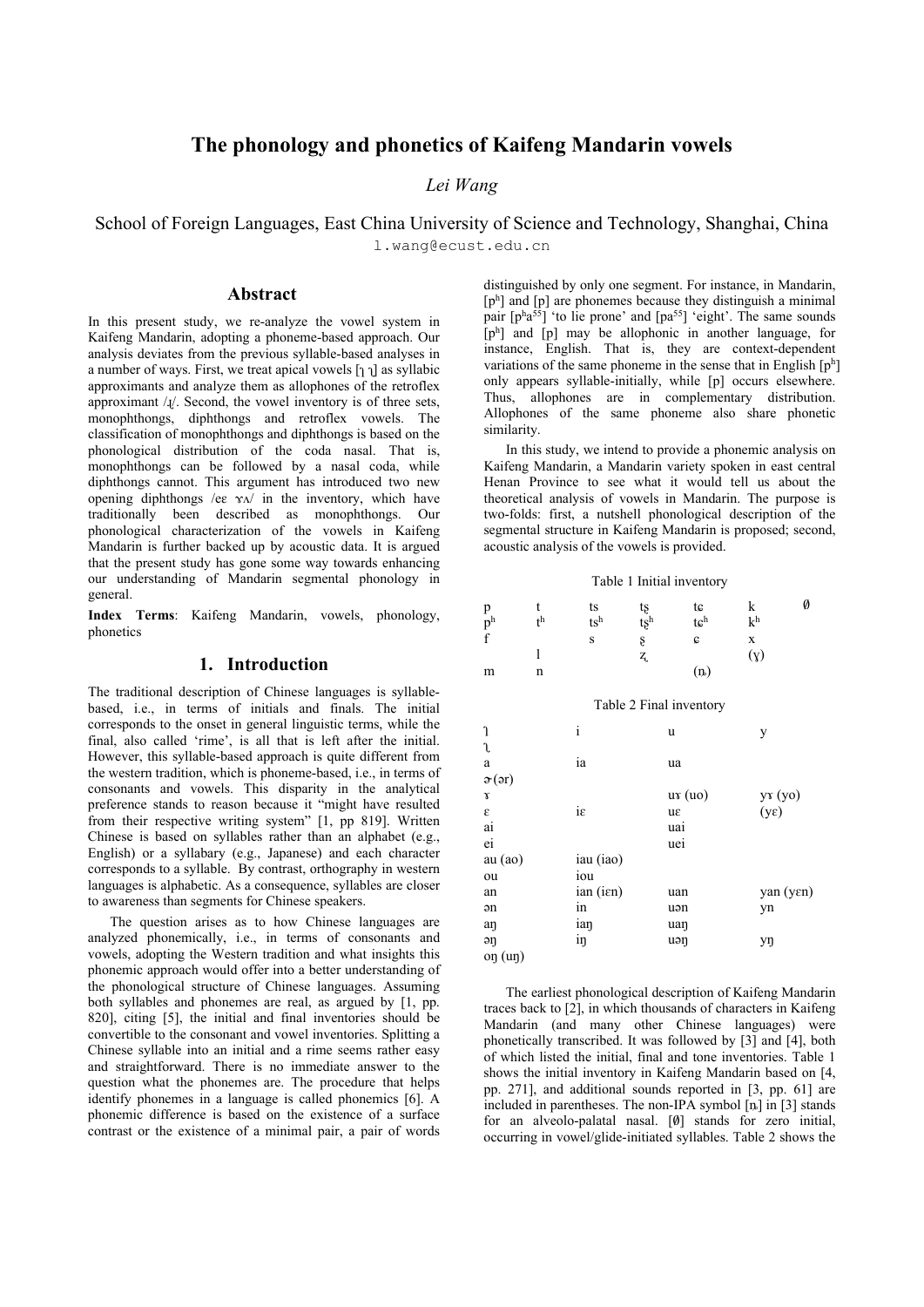# The phonology and phonetics of Kaifeng Mandarin vowels

*Lei Wang*

School of Foreign Languages, East China University of Science and Technology, Shanghai, China

l.wang@ecust.edu.cn

## Abstract

In this present study, we re-analyze the vowel system in Kaifeng Mandarin, adopting a phoneme-based approach. Our analysis deviates from the previous syllable-based analyses in a number of ways. First, we treat apical vowels [ɿ ʅ] as syllabic approximants and analyze them as allophones of the retroflex approximant /ɻ/. Second, the vowel inventory is of three sets, monophthongs, diphthongs and retroflex vowels. The classification of monophthongs and diphthongs is based on the phonological distribution of the coda nasal. That is, monophthongs can be followed by a nasal coda, while diphthongs cannot. This argument has introduced two new opening diphthongs /eɛ ɤʌ/ in the inventory, which have traditionally been described as monophthongs. Our phonological characterization of the vowels in Kaifeng Mandarin is further backed up by acoustic data. It is argued that the present study has gone some way towards enhancing our understanding of Mandarin segmental phonology in general.

**Index Terms**: Kaifeng Mandarin, vowels, phonology, phonetics

## 1. Introduction

The traditional description of Chinese languages is syllable-based, i.e., in terms of initials and finals. The initial corresponds to the onset in general linguistic terms, while the final, also called 'rime', is all that is left after the initial. However, this syllable-based approach is quite different from the western tradition, which is phoneme-based, i.e., in terms of consonants and vowels. This disparity in the analytical preference stands to reason because it "might have resulted from their respective writing system" [1, pp 819]. Written Chinese is based on syllables rather than an alphabet (e.g., English) or a syllabary (e.g., Japanese) and each character corresponds to a syllable. By contrast, orthography in western languages is alphabetic. As a consequence, syllables are closer to awareness than segments for Chinese speakers.

The question arises as to how Chinese languages are analyzed phonemically, i.e., in terms of consonants and vowels, adopting the Western tradition and what insights this phonemic approach would offer into a better understanding of the phonological structure of Chinese languages. Assuming both syllables and phonemes are real, as argued by [1, pp. 820], citing [5], the initial and final inventories should be convertible to the consonant and vowel inventories. Splitting a Chinese syllable into an initial and a rime seems rather easy and straightforward. There is no immediate answer to the question what the phonemes are. The procedure that helps identify phonemes in a language is called phonemics [6]. A phonemic difference is based on the existence of a surface contrast or the existence of a minimal pair, a pair of words distinguished by only one segment. For instance, in Mandarin, [pʰ] and [p] are phonemes because they distinguish a minimal pair [pʰa⁵⁵] 'to lie prone' and [pa⁵⁵] 'eight'. The same sounds [pʰ] and [p] may be allophonic in another language, for instance, English. That is, they are context-dependent variations of the same phoneme in the sense that in English [pʰ] only appears syllable-initially, while [p] occurs elsewhere. Thus, allophones are in complementary distribution. Allophones of the same phoneme also share phonetic similarity.

In this study, we intend to provide a phonemic analysis on Kaifeng Mandarin, a Mandarin variety spoken in east central Henan Province to see what it would tell us about the theoretical analysis of vowels in Mandarin. The purpose is two-folds: first, a nutshell phonological description of the segmental structure in Kaifeng Mandarin is proposed; second, acoustic analysis of the vowels is provided.

Table 1 Initial inventory

| | | | | | | |
|---|---|---|---|---|---|---|
| p | t | ts | tʂ | tɕ | k | ∅ |
| pʰ | tʰ | tsʰ | tʂʰ | tɕʰ | kʰ | |
| f | | s | ʂ | ɕ | x | |
| | l | | ʐ | | (ɣ) | |
| m | n | | | (ȵ) | | |

Table 2 Final inventory

| | | | |
|---|---|---|---|
| ɿ | i | u | y |
| ʅ | | | |
| a | ia | ua | |
| ɚ (ər) | | | |
| ɤ | | uɤ (uo) | yɤ (yo) |
| ɛ | iɛ | uɛ | (yɛ) |
| ai | | uai | |
| ei | | uei | |
| au (ao) | iau (iao) | | |
| ou | iou | | |
| an | ian (iɛn) | uan | yan (yɛn) |
| ən | in | uən | yn |
| aŋ | iaŋ | uaŋ | |
| əŋ | iŋ | uəŋ | yŋ |
| oŋ (uŋ) | | | |

The earliest phonological description of Kaifeng Mandarin traces back to [2], in which thousands of characters in Kaifeng Mandarin (and many other Chinese languages) were phonetically transcribed. It was followed by [3] and [4], both of which listed the initial, final and tone inventories. Table 1 shows the initial inventory in Kaifeng Mandarin based on [4, pp. 271], and additional sounds reported in [3, pp. 61] are included in parentheses. The non-IPA symbol [ȵ] in [3] stands for an alveolo-palatal nasal. [∅] stands for zero initial, occurring in vowel/glide-initiated syllables. Table 2 shows the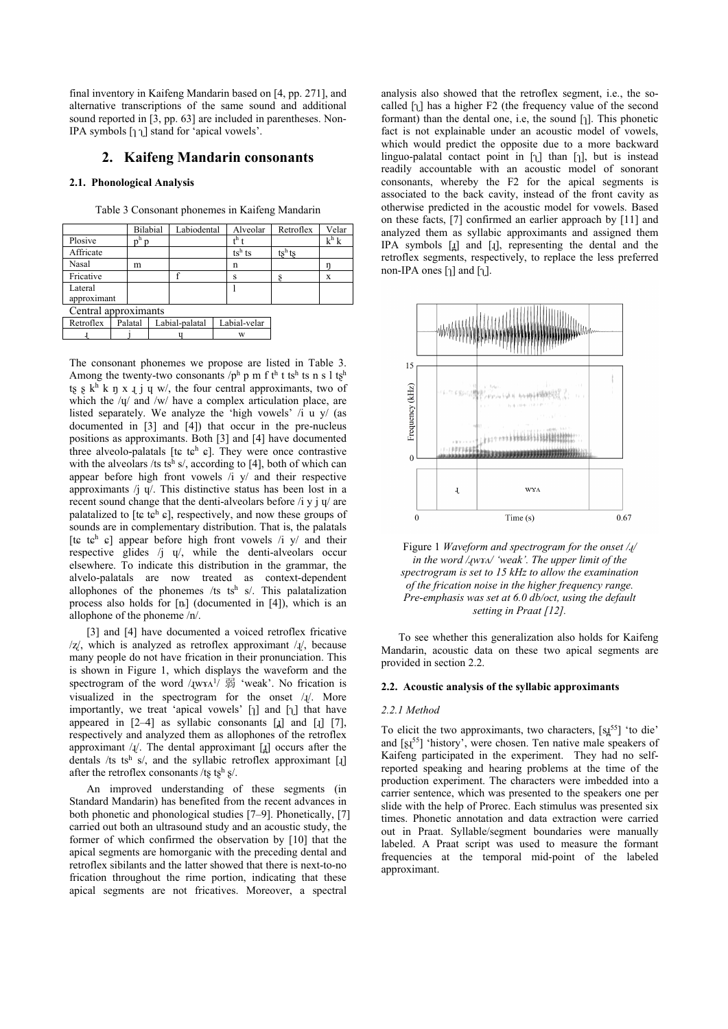final inventory in Kaifeng Mandarin based on [4, pp. 271], and alternative transcriptions of the same sound and additional sound reported in [3, pp. 63] are included in parentheses. Non-IPA symbols [ɿ ʅ] stand for 'apical vowels'.

## 2. Kaifeng Mandarin consonants

### 2.1. Phonological Analysis

Table 3 Consonant phonemes in Kaifeng Mandarin

| | Bilabial | Labiodental | Alveolar | Retroflex | Velar |
|---|---|---|---|---|---|
| Plosive | pʰ p | | tʰ t | | kʰ k |
| Affricate | | | tsʰ ts | tʂʰ tʂ | |
| Nasal | m | | n | | ŋ |
| Fricative | | f | s | ʂ | x |
| Lateral approximant | | | l | | |

Central approximants

| Retroflex | Palatal | Labial-palatal | Labial-velar |
|---|---|---|---|
| ɻ | j | ɥ | w |

The consonant phonemes we propose are listed in Table 3. Among the twenty-two consonants /pʰ p m f tʰ t tsʰ ts n s l tʂʰ tʂ ʂ kʰ k ŋ x ɻ j ɥ w/, the four central approximants, two of which the /ɥ/ and /w/ have a complex articulation place, are listed separately. We analyze the 'high vowels' /i u y/ (as documented in [3] and [4]) that occur in the pre-nucleus positions as approximants. Both [3] and [4] have documented three alveolo-palatals [tɕ tɕʰ ɕ]. They were once contrastive with the alveolars /ts tsʰ s/, according to [4], both of which can appear before high front vowels /i y/ and their respective approximants /j ɥ/. This distinctive status has been lost in a recent sound change that the denti-alveolars before /i y j ɥ/ are palatalized to [tɕ tɕʰ ɕ], respectively, and now these groups of sounds are in complementary distribution. That is, the palatals [tɕ tɕʰ ɕ] appear before high front vowels /i y/ and their respective glides /j ɥ/, while the denti-alveolars occur elsewhere. To indicate this distribution in the grammar, the alvelo-palatals are now treated as context-dependent allophones of the phonemes /ts tsʰ s/. This palatalization process also holds for [ȵ] (documented in [4]), which is an allophone of the phoneme /n/.

[3] and [4] have documented a voiced retroflex fricative /ʐ/, which is analyzed as retroflex approximant /ɻ/, because many people do not have frication in their pronunciation. This is shown in Figure 1, which displays the waveform and the spectrogram of the word /ɻwɤʌ¹/ 弱 'weak'. No frication is visualized in the spectrogram for the onset /ɻ/. More importantly, we treat 'apical vowels' [ɿ] and [ʅ] that have appeared in [2–4] as syllabic consonants [ɹ̩] and [ɻ̩] [7], respectively and analyzed them as allophones of the retroflex approximant /ɻ/. The dental approximant [ɹ̩] occurs after the dentals /ts tsʰ s/, and the syllabic retroflex approximant [ɻ̩] after the retroflex consonants /tʂ tʂʰ ʂ/.

An improved understanding of these segments (in Standard Mandarin) has benefited from the recent advances in both phonetic and phonological studies [7–9]. Phonetically, [7] carried out both an ultrasound study and an acoustic study, the former of which confirmed the observation by [10] that the apical segments are homorganic with the preceding dental and retroflex sibilants and the latter showed that there is next-to-no frication throughout the rime portion, indicating that these apical segments are not fricatives. Moreover, a spectral analysis also showed that the retroflex segment, i.e., the so-called [ʅ] has a higher F2 (the frequency value of the second formant) than the dental one, i.e, the sound [ɿ]. This phonetic fact is not explainable under an acoustic model of vowels, which would predict the opposite due to a more backward linguo-palatal contact point in [ʅ] than [ɿ], but is instead readily accountable with an acoustic model of sonorant consonants, whereby the F2 for the apical segments is associated to the back cavity, instead of the front cavity as otherwise predicted in the acoustic model for vowels. Based on these facts, [7] confirmed an earlier approach by [11] and analyzed them as syllabic approximants and assigned them IPA symbols [ɹ̩] and [ɻ̩], representing the dental and the retroflex segments, respectively, to replace the less preferred non-IPA ones [ɿ] and [ʅ].

Figure 1 *Waveform and spectrogram for the onset /ɻ/ in the word /ɻwɤʌ/ 'weak'. The upper limit of the spectrogram is set to 15 kHz to allow the examination of the frication noise in the higher frequency range. Pre-emphasis was set at 6.0 db/oct, using the default setting in Praat [12].*

To see whether this generalization also holds for Kaifeng Mandarin, acoustic data on these two apical segments are provided in section 2.2.

### 2.2. Acoustic analysis of the syllabic approximants

#### *2.2.1 Method*

To elicit the two approximants, two characters, [sɹ̩⁵⁵] 'to die' and [ʂɻ̩⁵⁵] 'history', were chosen. Ten native male speakers of Kaifeng participated in the experiment. They had no self-reported speaking and hearing problems at the time of the production experiment. The characters were imbedded into a carrier sentence, which was presented to the speakers one per slide with the help of Prorec. Each stimulus was presented six times. Phonetic annotation and data extraction were carried out in Praat. Syllable/segment boundaries were manually labeled. A Praat script was used to measure the formant frequencies at the temporal mid-point of the labeled approximant.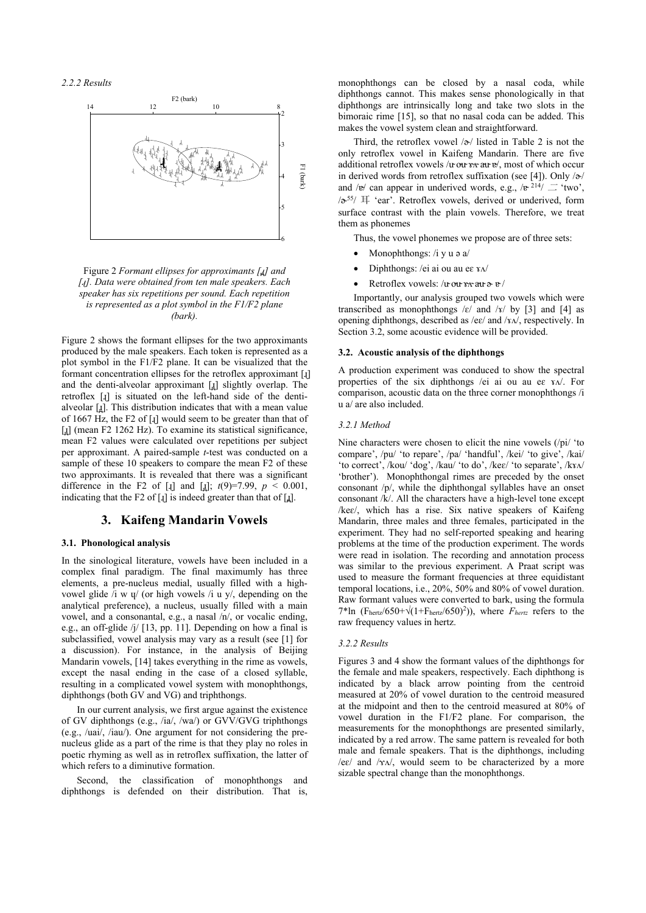*2.2.2 Results*

Figure 2 *Formant ellipses for approximants [ɻ] and [ɹ̪]. Data were obtained from ten male speakers. Each speaker has six repetitions per sound. Each repetition is represented as a plot symbol in the F1/F2 plane (bark).*

Figure 2 shows the formant ellipses for the two approximants produced by the male speakers. Each token is represented as a plot symbol in the F1/F2 plane. It can be visualized that the formant concentration ellipses for the retroflex approximant [ɻ] and the denti-alveolar approximant [ɹ̪] slightly overlap. The retroflex [ɻ] is situated on the left-hand side of the denti-alveolar [ɹ̪]. This distribution indicates that with a mean value of 1667 Hz, the F2 of [ɻ] would seem to be greater than that of [ɹ̪] (mean F2 1262 Hz). To examine its statistical significance, mean F2 values were calculated over repetitions per subject per approximant. A paired-sample *t*-test was conducted on a sample of these 10 speakers to compare the mean F2 of these two approximants. It is revealed that there was a significant difference in the F2 of [ɻ] and [ɹ̪]; $t(9)=7.99$, $p < 0.001$, indicating that the F2 of [ɻ] is indeed greater than that of [ɹ̪].

# 3. Kaifeng Mandarin Vowels

### 3.1. Phonological analysis

In the sinological literature, vowels have been included in a complex final paradigm. The final maximumly has three elements, a pre-nucleus medial, usually filled with a high-vowel glide /i w ɥ/ (or high vowels /i u y/, depending on the analytical preference), a nucleus, usually filled with a main vowel, and a consonantal, e.g., a nasal /n/, or vocalic ending, e.g., an off-glide /j/ [13, pp. 11]. Depending on how a final is subclassified, vowel analysis may vary as a result (see [1] for a discussion). For instance, in the analysis of Beijing Mandarin vowels, [14] takes everything in the rime as vowels, except the nasal ending in the case of a closed syllable, resulting in a complicated vowel system with monophthongs, diphthongs (both GV and VG) and triphthongs.

In our current analysis, we first argue against the existence of GV diphthongs (e.g., /ia/, /wa/) or GVV/GVG triphthongs (e.g., /uai/, /iau/). One argument for not considering the pre-nucleus glide as a part of the rime is that they play no roles in poetic rhyming as well as in retroflex suffixation, the latter of which refers to a diminutive formation.

Second, the classification of monophthongs and diphthongs is defended on their distribution. That is, monophthongs can be closed by a nasal coda, while diphthongs cannot. This makes sense phonologically in that diphthongs are intrinsically long and take two slots in the bimoraic rime [15], so that no nasal coda can be added. This makes the vowel system clean and straightforward.

Third, the retroflex vowel /ɚ/ listed in Table 2 is not the only retroflex vowel in Kaifeng Mandarin. There are five additional retroflex vowels /ɯ˞ ou˞ ɤ˞ au˞ ɐ˞/, most of which occur in derived words from retroflex suffixation (see [4]). Only /ɚ/ and /ɐ˞/ can appear in underived words, e.g., /ɐ˞ [214]/ 二 'two', /ɚ[55]/ 耳 'ear'. Retroflex vowels, derived or underived, form surface contrast with the plain vowels. Therefore, we treat them as phonemes

Thus, the vowel phonemes we propose are of three sets:

- Monophthongs: /i y u ə a/
- Diphthongs: /ei ai ou au eɛ ɤʌ/
- Retroflex vowels: /ɯ˞ ou˞ ɤ˞ au˞ ɚ ɐ˞ /

Importantly, our analysis grouped two vowels which were transcribed as monophthongs /ɛ/ and /ɤ/ by [3] and [4] as opening diphthongs, described as /eɛ/ and /ɤʌ/, respectively. In Section 3.2, some acoustic evidence will be provided.

### 3.2. Acoustic analysis of the diphthongs

A production experiment was conduced to show the spectral properties of the six diphthongs /ei ai ou au eɛ ɤʌ/. For comparison, acoustic data on the three corner monophthongs /i u a/ are also included.

*3.2.1 Method*

Nine characters were chosen to elicit the nine vowels (/pi/ 'to compare', /pu/ 'to repare', /pa/ 'handful', /kei/ 'to give', /kai/ 'to correct', /kou/ 'dog', /kau/ 'to do', /keɛ/ 'to separate', /kɤʌ/ 'brother'). Monophthongal rimes are preceded by the onset consonant /p/, while the diphthongal syllables have an onset consonant /k/. All the characters have a high-level tone except /keɛ/, which has a rise. Six native speakers of Kaifeng Mandarin, three males and three females, participated in the experiment. They had no self-reported speaking and hearing problems at the time of the production experiment. The words were read in isolation. The recording and annotation process was similar to the previous experiment. A Praat script was used to measure the formant frequencies at three equidistant temporal locations, i.e., 20%, 50% and 80% of vowel duration. Raw formant values were converted to bark, using the formula $7*\ln(F_{hertz}/650+\sqrt{(1+F_{hertz}/650)^2}))$, where $F_{hertz}$ refers to the raw frequency values in hertz.

*3.2.2 Results*

Figures 3 and 4 show the formant values of the diphthongs for the female and male speakers, respectively. Each diphthong is indicated by a black arrow pointing from the centroid measured at 20% of vowel duration to the centroid measured at the midpoint and then to the centroid measured at 80% of vowel duration in the F1/F2 plane. For comparison, the measurements for the monophthongs are presented similarly, indicated by a red arrow. The same pattern is revealed for both male and female speakers. That is the diphthongs, including /eɛ/ and /ɤʌ/, would seem to be characterized by a more sizable spectral change than the monophthongs.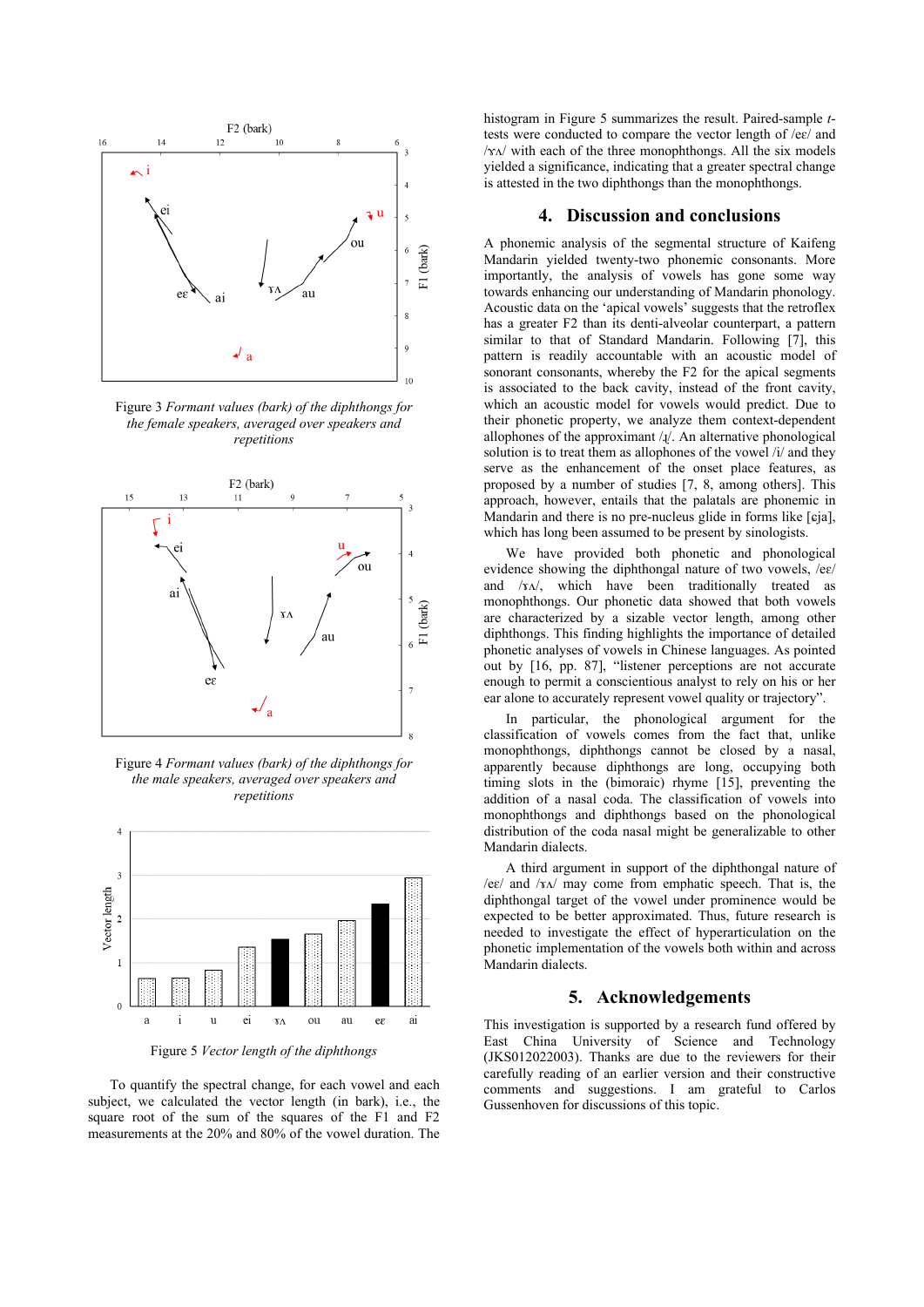Figure 3 *Formant values (bark) of the diphthongs for the female speakers, averaged over speakers and repetitions*

Figure 4 *Formant values (bark) of the diphthongs for the male speakers, averaged over speakers and repetitions*

Figure 5 *Vector length of the diphthongs*

To quantify the spectral change, for each vowel and each subject, we calculated the vector length (in bark), i.e., the square root of the sum of the squares of the F1 and F2 measurements at the 20% and 80% of the vowel duration. The histogram in Figure 5 summarizes the result. Paired-sample *t*-tests were conducted to compare the vector length of /eɛ/ and /ɤʌ/ with each of the three monophthongs. All the six models yielded a significance, indicating that a greater spectral change is attested in the two diphthongs than the monophthongs.

## 4. Discussion and conclusions

A phonemic analysis of the segmental structure of Kaifeng Mandarin yielded twenty-two phonemic consonants. More importantly, the analysis of vowels has gone some way towards enhancing our understanding of Mandarin phonology. Acoustic data on the 'apical vowels' suggests that the retroflex has a greater F2 than its denti-alveolar counterpart, a pattern similar to that of Standard Mandarin. Following [7], this pattern is readily accountable with an acoustic model of sonorant consonants, whereby the F2 for the apical segments is associated to the back cavity, instead of the front cavity, which an acoustic model for vowels would predict. Due to their phonetic property, we analyze them context-dependent allophones of the approximant /ɹ/. An alternative phonological solution is to treat them as allophones of the vowel /i/ and they serve as the enhancement of the onset place features, as proposed by a number of studies [7, 8, among others]. This approach, however, entails that the palatals are phonemic in Mandarin and there is no pre-nucleus glide in forms like [ɕja], which has long been assumed to be present by sinologists.

We have provided both phonetic and phonological evidence showing the diphthongal nature of two vowels, /eɛ/ and /ɤʌ/, which have been traditionally treated as monophthongs. Our phonetic data showed that both vowels are characterized by a sizable vector length, among other diphthongs. This finding highlights the importance of detailed phonetic analyses of vowels in Chinese languages. As pointed out by [16, pp. 87], "listener perceptions are not accurate enough to permit a conscientious analyst to rely on his or her ear alone to accurately represent vowel quality or trajectory".

In particular, the phonological argument for the classification of vowels comes from the fact that, unlike monophthongs, diphthongs cannot be closed by a nasal, apparently because diphthongs are long, occupying both timing slots in the (bimoraic) rhyme [15], preventing the addition of a nasal coda. The classification of vowels into monophthongs and diphthongs based on the phonological distribution of the coda nasal might be generalizable to other Mandarin dialects.

A third argument in support of the diphthongal nature of /eɛ/ and /ɤʌ/ may come from emphatic speech. That is, the diphthongal target of the vowel under prominence would be expected to be better approximated. Thus, future research is needed to investigate the effect of hyperarticulation on the phonetic implementation of the vowels both within and across Mandarin dialects.

## 5. Acknowledgements

This investigation is supported by a research fund offered by East China University of Science and Technology (JKS012022003). Thanks are due to the reviewers for their carefully reading of an earlier version and their constructive comments and suggestions. I am grateful to Carlos Gussenhoven for discussions of this topic.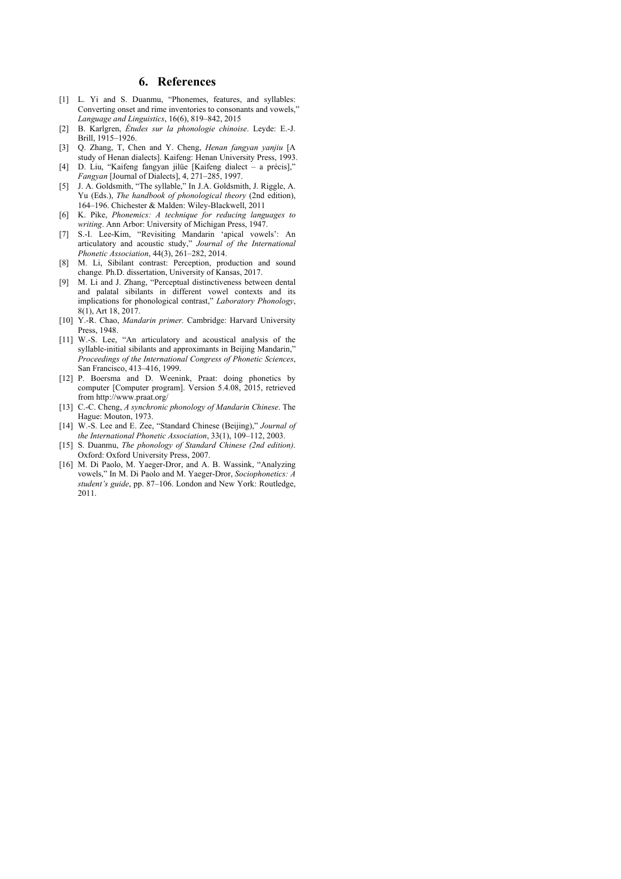## 6. References

[1] L. Yi and S. Duanmu, "Phonemes, features, and syllables: Converting onset and rime inventories to consonants and vowels," *Language and Linguistics*, 16(6), 819–842, 2015

[2] B. Karlgren, *Études sur la phonologie chinoise*. Leyde: E.-J. Brill, 1915–1926.

[3] Q. Zhang, T, Chen and Y. Cheng, *Henan fangyan yanjiu* [A study of Henan dialects]. Kaifeng: Henan University Press, 1993.

[4] D. Liu, "Kaifeng fangyan jilüe [Kaifeng dialect – a précis]," *Fangyan* [Journal of Dialects], 4, 271–285, 1997.

[5] J. A. Goldsmith, "The syllable," In J.A. Goldsmith, J. Riggle, A. Yu (Eds.), *The handbook of phonological theory* (2nd edition), 164–196. Chichester & Malden: Wiley-Blackwell, 2011

[6] K. Pike, *Phonemics: A technique for reducing languages to writing*. Ann Arbor: University of Michigan Press, 1947.

[7] S.-I. Lee-Kim, "Revisiting Mandarin 'apical vowels': An articulatory and acoustic study," *Journal of the International Phonetic Association*, 44(3), 261–282, 2014.

[8] M. Li, Sibilant contrast: Perception, production and sound change*.* Ph.D. dissertation, University of Kansas, 2017.

[9] M. Li and J. Zhang, "Perceptual distinctiveness between dental and palatal sibilants in different vowel contexts and its implications for phonological contrast," *Laboratory Phonology*, 8(1), Art 18, 2017.

[10] Y.-R. Chao, *Mandarin primer.* Cambridge: Harvard University Press, 1948.

[11] W.-S. Lee, "An articulatory and acoustical analysis of the syllable-initial sibilants and approximants in Beijing Mandarin," *Proceedings of the International Congress of Phonetic Sciences*, San Francisco, 413–416, 1999.

[12] P. Boersma and D. Weenink, Praat: doing phonetics by computer [Computer program]. Version 5.4.08, 2015, retrieved from http://www.praat.org/

[13] C.-C. Cheng, *A synchronic phonology of Mandarin Chinese*. The Hague: Mouton, 1973.

[14] W.-S. Lee and E. Zee, "Standard Chinese (Beijing)," *Journal of the International Phonetic Association*, 33(1), 109–112, 2003.

[15] S. Duanmu, *The phonology of Standard Chinese (2nd edition)*. Oxford: Oxford University Press, 2007.

[16] M. Di Paolo, M. Yaeger-Dror, and A. B. Wassink, "Analyzing vowels," In M. Di Paolo and M. Yaeger-Dror, *Sociophonetics: A student's guide*, pp. 87–106. London and New York: Routledge, 2011.